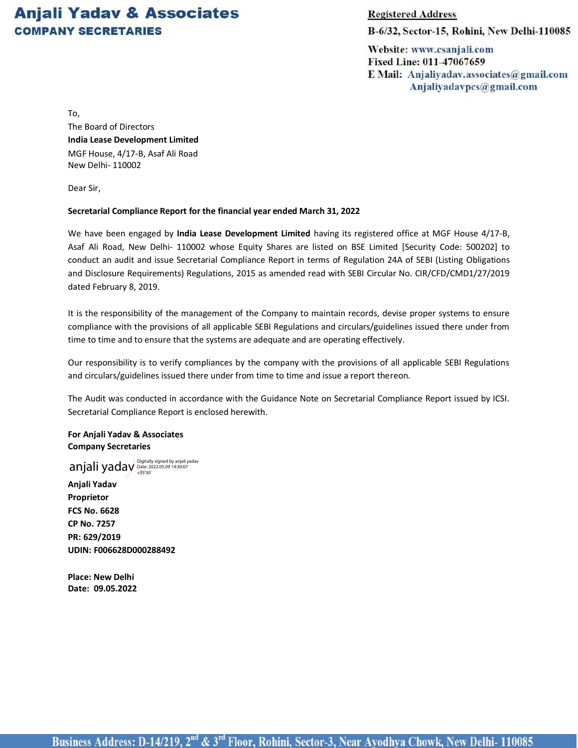**Anjali Yadav & Associates**
**COMPANY SECRETARIES**

**Registered Address**
**B-6/32, Sector-15, Rohini, New Delhi-110085**

**Website:** www.csanjali.com
**Fixed Line:** 011-47067659
**E Mail:** Anjaliyadav.associates@gmail.com
Anjaliyadavpcs@gmail.com

To,
The Board of Directors
**India Lease Development Limited**
MGF House, 4/17-B, Asaf Ali Road
New Delhi- 110002

Dear Sir,

**Secretarial Compliance Report for the financial year ended March 31, 2022**

We have been engaged by **India Lease Development Limited** having its registered office at MGF House 4/17-B, Asaf Ali Road, New Delhi- 110002 whose Equity Shares are listed on BSE Limited [Security Code: 500202] to conduct an audit and issue Secretarial Compliance Report in terms of Regulation 24A of SEBI (Listing Obligations and Disclosure Requirements) Regulations, 2015 as amended read with SEBI Circular No. CIR/CFD/CMD1/27/2019 dated February 8, 2019.

It is the responsibility of the management of the Company to maintain records, devise proper systems to ensure compliance with the provisions of all applicable SEBI Regulations and circulars/guidelines issued there under from time to time and to ensure that the systems are adequate and are operating effectively.

Our responsibility is to verify compliances by the company with the provisions of all applicable SEBI Regulations and circulars/guidelines issued there under from time to time and issue a report thereon.

The Audit was conducted in accordance with the Guidance Note on Secretarial Compliance Report issued by ICSI. Secretarial Compliance Report is enclosed herewith.

**For Anjali Yadav & Associates**
**Company Secretaries**

anjali yadav
Digitally signed by anjali yadav
Date: 2022.05.09 14:30:07 +05'30'

**Anjali Yadav**
**Proprietor**
**FCS No. 6628**
**CP No. 7257**
**PR: 629/2019**
**UDIN: F006628D000288492**

**Place: New Delhi**
**Date: 09.05.2022**

**Business Address: D-14/219, 2nd & 3rd Floor, Rohini, Sector-3, Near Ayodhya Chowk, New Delhi- 110085**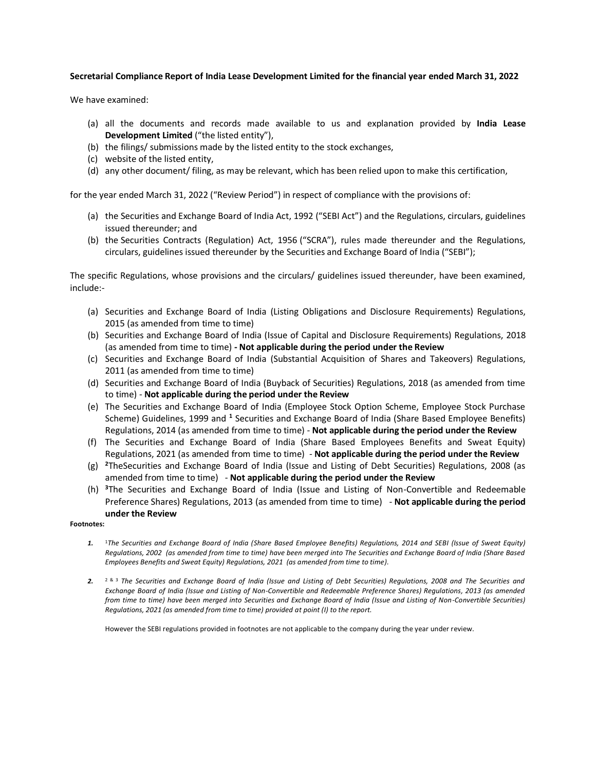**Secretarial Compliance Report of India Lease Development Limited for the financial year ended March 31, 2022**

We have examined:

(a) all the documents and records made available to us and explanation provided by **India Lease Development Limited** ("the listed entity"),
(b) the filings/ submissions made by the listed entity to the stock exchanges,
(c) website of the listed entity,
(d) any other document/ filing, as may be relevant, which has been relied upon to make this certification,

for the year ended March 31, 2022 ("Review Period") in respect of compliance with the provisions of:

(a) the Securities and Exchange Board of India Act, 1992 ("SEBI Act") and the Regulations, circulars, guidelines issued thereunder; and
(b) the Securities Contracts (Regulation) Act, 1956 ("SCRA"), rules made thereunder and the Regulations, circulars, guidelines issued thereunder by the Securities and Exchange Board of India ("SEBI");

The specific Regulations, whose provisions and the circulars/ guidelines issued thereunder, have been examined, include:-

(a) Securities and Exchange Board of India (Listing Obligations and Disclosure Requirements) Regulations, 2015 (as amended from time to time)
(b) Securities and Exchange Board of India (Issue of Capital and Disclosure Requirements) Regulations, 2018 (as amended from time to time) **- Not applicable during the period under the Review**
(c) Securities and Exchange Board of India (Substantial Acquisition of Shares and Takeovers) Regulations, 2011 (as amended from time to time)
(d) Securities and Exchange Board of India (Buyback of Securities) Regulations, 2018 (as amended from time to time) - **Not applicable during the period under the Review**
(e) The Securities and Exchange Board of India (Employee Stock Option Scheme, Employee Stock Purchase Scheme) Guidelines, 1999 and [1] Securities and Exchange Board of India (Share Based Employee Benefits) Regulations, 2014 (as amended from time to time) - **Not applicable during the period under the Review**
(f) The Securities and Exchange Board of India (Share Based Employees Benefits and Sweat Equity) Regulations, 2021 (as amended from time to time) - **Not applicable during the period under the Review**
(g) [2]TheSecurities and Exchange Board of India (Issue and Listing of Debt Securities) Regulations, 2008 (as amended from time to time) - **Not applicable during the period under the Review**
(h) [3]The Securities and Exchange Board of India (Issue and Listing of Non-Convertible and Redeemable Preference Shares) Regulations, 2013 (as amended from time to time) - **Not applicable during the period under the Review**

**Footnotes:**

1. [1]*The Securities and Exchange Board of India (Share Based Employee Benefits) Regulations, 2014 and SEBI (Issue of Sweat Equity) Regulations, 2002 (as amended from time to time) have been merged into The Securities and Exchange Board of India (Share Based Employees Benefits and Sweat Equity) Regulations, 2021 (as amended from time to time).*

2. [2 & 3] *The Securities and Exchange Board of India (Issue and Listing of Debt Securities) Regulations, 2008 and The Securities and Exchange Board of India (Issue and Listing of Non-Convertible and Redeemable Preference Shares) Regulations, 2013 (as amended from time to time) have been merged into Securities and Exchange Board of India (Issue and Listing of Non-Convertible Securities) Regulations, 2021 (as amended from time to time) provided at point (I) to the report.*

   However the SEBI regulations provided in footnotes are not applicable to the company during the year under review.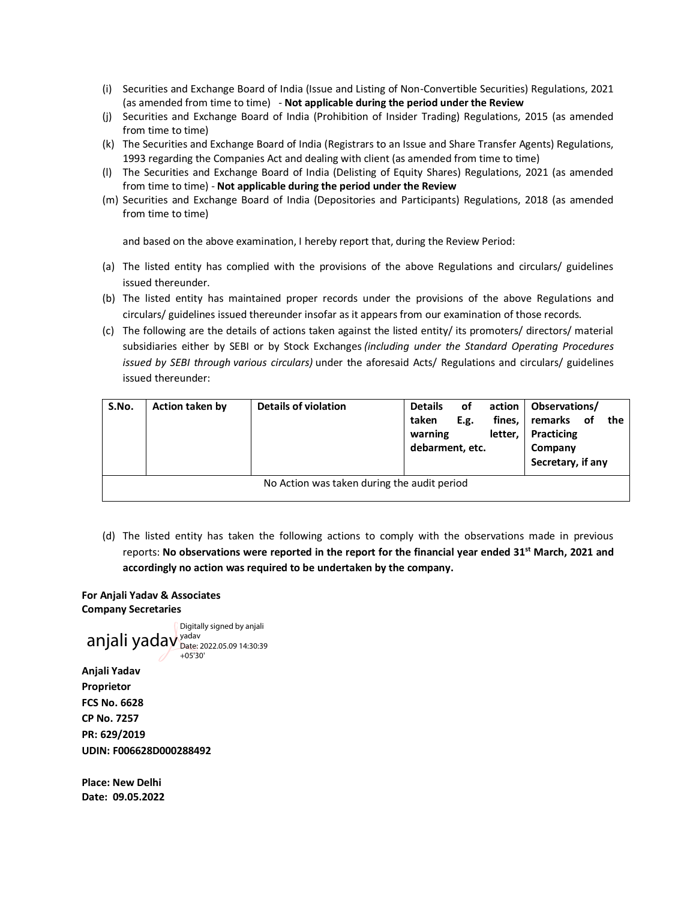(i) Securities and Exchange Board of India (Issue and Listing of Non-Convertible Securities) Regulations, 2021 (as amended from time to time) - **Not applicable during the period under the Review**

(j) Securities and Exchange Board of India (Prohibition of Insider Trading) Regulations, 2015 (as amended from time to time)

(k) The Securities and Exchange Board of India (Registrars to an Issue and Share Transfer Agents) Regulations, 1993 regarding the Companies Act and dealing with client (as amended from time to time)

(l) The Securities and Exchange Board of India (Delisting of Equity Shares) Regulations, 2021 (as amended from time to time) - **Not applicable during the period under the Review**

(m) Securities and Exchange Board of India (Depositories and Participants) Regulations, 2018 (as amended from time to time)

and based on the above examination, I hereby report that, during the Review Period:

(a) The listed entity has complied with the provisions of the above Regulations and circulars/ guidelines issued thereunder.

(b) The listed entity has maintained proper records under the provisions of the above Regulations and circulars/ guidelines issued thereunder insofar as it appears from our examination of those records.

(c) The following are the details of actions taken against the listed entity/ its promoters/ directors/ material subsidiaries either by SEBI or by Stock Exchanges *(including under the Standard Operating Procedures issued by SEBI through various circulars)* under the aforesaid Acts/ Regulations and circulars/ guidelines issued thereunder:

| S.No. | Action taken by | Details of violation | Details of action taken E.g. fines, warning letter, debarment, etc. | Observations/ remarks of the Practicing Company Secretary, if any |
|---|---|---|---|---|
| No Action was taken during the audit period | | | | |

(d) The listed entity has taken the following actions to comply with the observations made in previous reports: **No observations were reported in the report for the financial year ended 31st March, 2021 and accordingly no action was required to be undertaken by the company.**

**For Anjali Yadav & Associates**
**Company Secretaries**

anjali yadav
Digitally signed by anjali yadav
Date: 2022.05.09 14:30:39 +05'30'

**Anjali Yadav**
**Proprietor**
**FCS No. 6628**
**CP No. 7257**
**PR: 629/2019**
**UDIN: F006628D000288492**

**Place: New Delhi**
**Date: 09.05.2022**